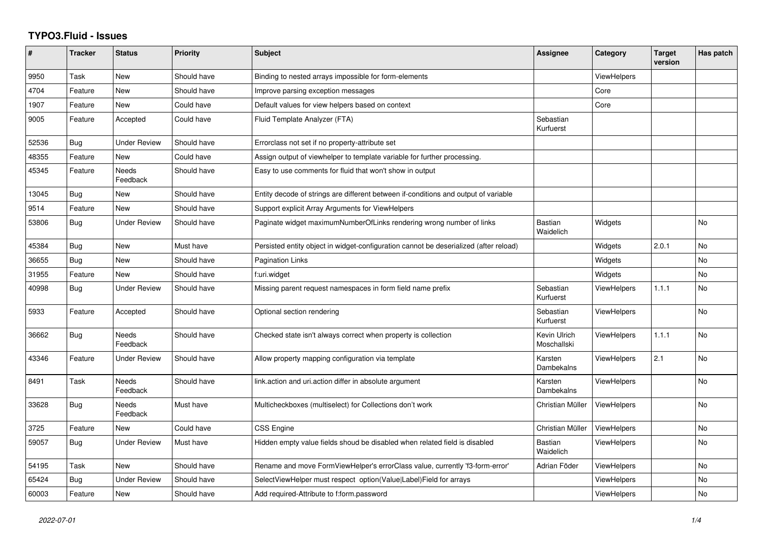# TYPO3.Fluid - Issues

| # | Tracker | Status | Priority | Subject | Assignee | Category | Target version | Has patch |
|---|---|---|---|---|---|---|---|---|
| 9950 | Task | New | Should have | Binding to nested arrays impossible for form-elements | | ViewHelpers | | |
| 4704 | Feature | New | Should have | Improve parsing exception messages | | Core | | |
| 1907 | Feature | New | Could have | Default values for view helpers based on context | | Core | | |
| 9005 | Feature | Accepted | Could have | Fluid Template Analyzer (FTA) | Sebastian Kurfuerst | | | |
| 52536 | Bug | Under Review | Should have | Errorclass not set if no property-attribute set | | | | |
| 48355 | Feature | New | Could have | Assign output of viewhelper to template variable for further processing. | | | | |
| 45345 | Feature | Needs Feedback | Should have | Easy to use comments for fluid that won't show in output | | | | |
| 13045 | Bug | New | Should have | Entity decode of strings are different between if-conditions and output of variable | | | | |
| 9514 | Feature | New | Should have | Support explicit Array Arguments for ViewHelpers | | | | |
| 53806 | Bug | Under Review | Should have | Paginate widget maximumNumberOfLinks rendering wrong number of links | Bastian Waidelich | Widgets | | No |
| 45384 | Bug | New | Must have | Persisted entity object in widget-configuration cannot be deserialized (after reload) | | Widgets | 2.0.1 | No |
| 36655 | Bug | New | Should have | Pagination Links | | Widgets | | No |
| 31955 | Feature | New | Should have | f:uri.widget | | Widgets | | No |
| 40998 | Bug | Under Review | Should have | Missing parent request namespaces in form field name prefix | Sebastian Kurfuerst | ViewHelpers | 1.1.1 | No |
| 5933 | Feature | Accepted | Should have | Optional section rendering | Sebastian Kurfuerst | ViewHelpers | | No |
| 36662 | Bug | Needs Feedback | Should have | Checked state isn't always correct when property is collection | Kevin Ulrich Moschallski | ViewHelpers | 1.1.1 | No |
| 43346 | Feature | Under Review | Should have | Allow property mapping configuration via template | Karsten Dambekalns | ViewHelpers | 2.1 | No |
| 8491 | Task | Needs Feedback | Should have | link.action and uri.action differ in absolute argument | Karsten Dambekalns | ViewHelpers | | No |
| 33628 | Bug | Needs Feedback | Must have | Multicheckboxes (multiselect) for Collections don't work | Christian Müller | ViewHelpers | | No |
| 3725 | Feature | New | Could have | CSS Engine | Christian Müller | ViewHelpers | | No |
| 59057 | Bug | Under Review | Must have | Hidden empty value fields shoud be disabled when related field is disabled | Bastian Waidelich | ViewHelpers | | No |
| 54195 | Task | New | Should have | Rename and move FormViewHelper's errorClass value, currently 'f3-form-error' | Adrian Föder | ViewHelpers | | No |
| 65424 | Bug | Under Review | Should have | SelectViewHelper must respect option(Value\|Label)Field for arrays | | ViewHelpers | | No |
| 60003 | Feature | New | Should have | Add required-Attribute to f:form.password | | ViewHelpers | | No |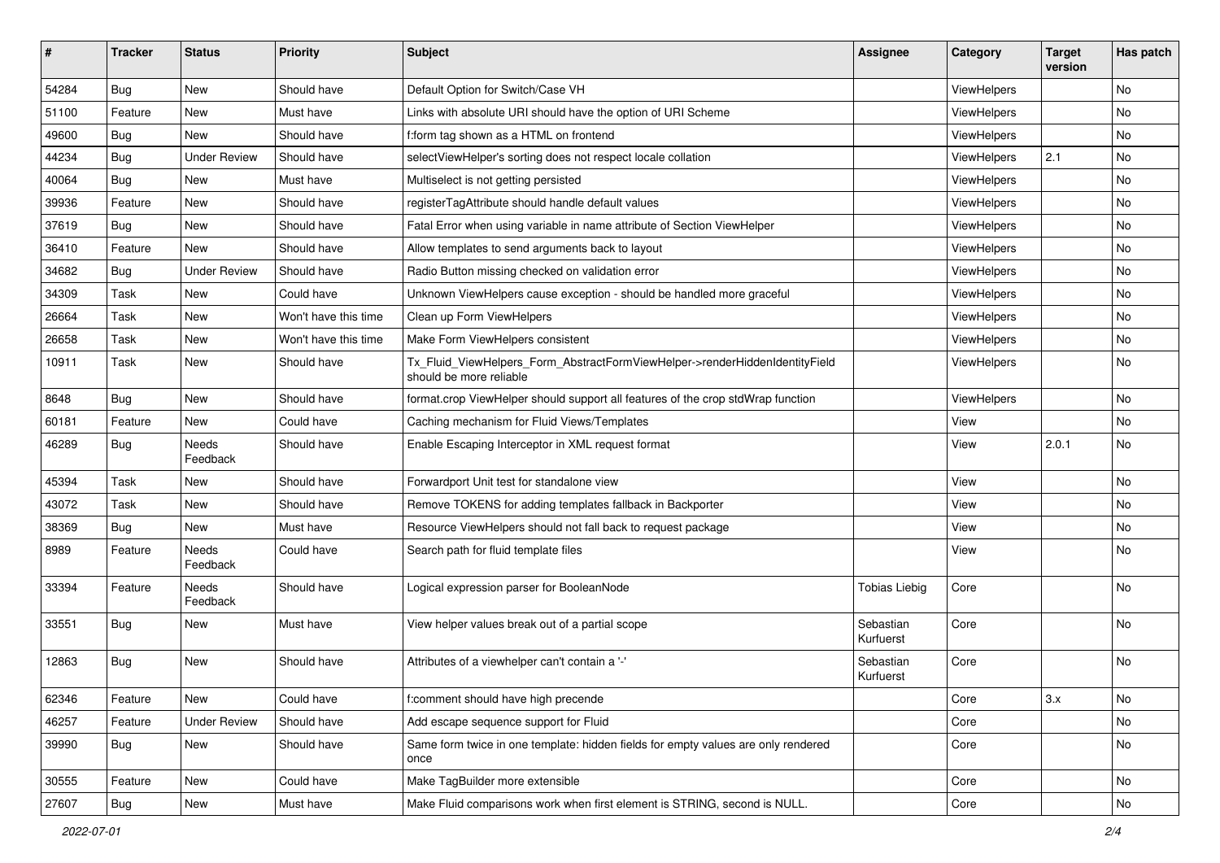| # | Tracker | Status | Priority | Subject | Assignee | Category | Target version | Has patch |
|---|---|---|---|---|---|---|---|---|
| 54284 | Bug | New | Should have | Default Option for Switch/Case VH | | ViewHelpers | | No |
| 51100 | Feature | New | Must have | Links with absolute URI should have the option of URI Scheme | | ViewHelpers | | No |
| 49600 | Bug | New | Should have | f:form tag shown as a HTML on frontend | | ViewHelpers | | No |
| 44234 | Bug | Under Review | Should have | selectViewHelper's sorting does not respect locale collation | | ViewHelpers | 2.1 | No |
| 40064 | Bug | New | Must have | Multiselect is not getting persisted | | ViewHelpers | | No |
| 39936 | Feature | New | Should have | registerTagAttribute should handle default values | | ViewHelpers | | No |
| 37619 | Bug | New | Should have | Fatal Error when using variable in name attribute of Section ViewHelper | | ViewHelpers | | No |
| 36410 | Feature | New | Should have | Allow templates to send arguments back to layout | | ViewHelpers | | No |
| 34682 | Bug | Under Review | Should have | Radio Button missing checked on validation error | | ViewHelpers | | No |
| 34309 | Task | New | Could have | Unknown ViewHelpers cause exception - should be handled more graceful | | ViewHelpers | | No |
| 26664 | Task | New | Won't have this time | Clean up Form ViewHelpers | | ViewHelpers | | No |
| 26658 | Task | New | Won't have this time | Make Form ViewHelpers consistent | | ViewHelpers | | No |
| 10911 | Task | New | Should have | Tx_Fluid_ViewHelpers_Form_AbstractFormViewHelper->renderHiddenIdentityField should be more reliable | | ViewHelpers | | No |
| 8648 | Bug | New | Should have | format.crop ViewHelper should support all features of the crop stdWrap function | | ViewHelpers | | No |
| 60181 | Feature | New | Could have | Caching mechanism for Fluid Views/Templates | | View | | No |
| 46289 | Bug | Needs Feedback | Should have | Enable Escaping Interceptor in XML request format | | View | 2.0.1 | No |
| 45394 | Task | New | Should have | Forwardport Unit test for standalone view | | View | | No |
| 43072 | Task | New | Should have | Remove TOKENS for adding templates fallback in Backporter | | View | | No |
| 38369 | Bug | New | Must have | Resource ViewHelpers should not fall back to request package | | View | | No |
| 8989 | Feature | Needs Feedback | Could have | Search path for fluid template files | | View | | No |
| 33394 | Feature | Needs Feedback | Should have | Logical expression parser for BooleanNode | Tobias Liebig | Core | | No |
| 33551 | Bug | New | Must have | View helper values break out of a partial scope | Sebastian Kurfuerst | Core | | No |
| 12863 | Bug | New | Should have | Attributes of a viewhelper can't contain a '-' | Sebastian Kurfuerst | Core | | No |
| 62346 | Feature | New | Could have | f:comment should have high precende | | Core | 3.x | No |
| 46257 | Feature | Under Review | Should have | Add escape sequence support for Fluid | | Core | | No |
| 39990 | Bug | New | Should have | Same form twice in one template: hidden fields for empty values are only rendered once | | Core | | No |
| 30555 | Feature | New | Could have | Make TagBuilder more extensible | | Core | | No |
| 27607 | Bug | New | Must have | Make Fluid comparisons work when first element is STRING, second is NULL. | | Core | | No |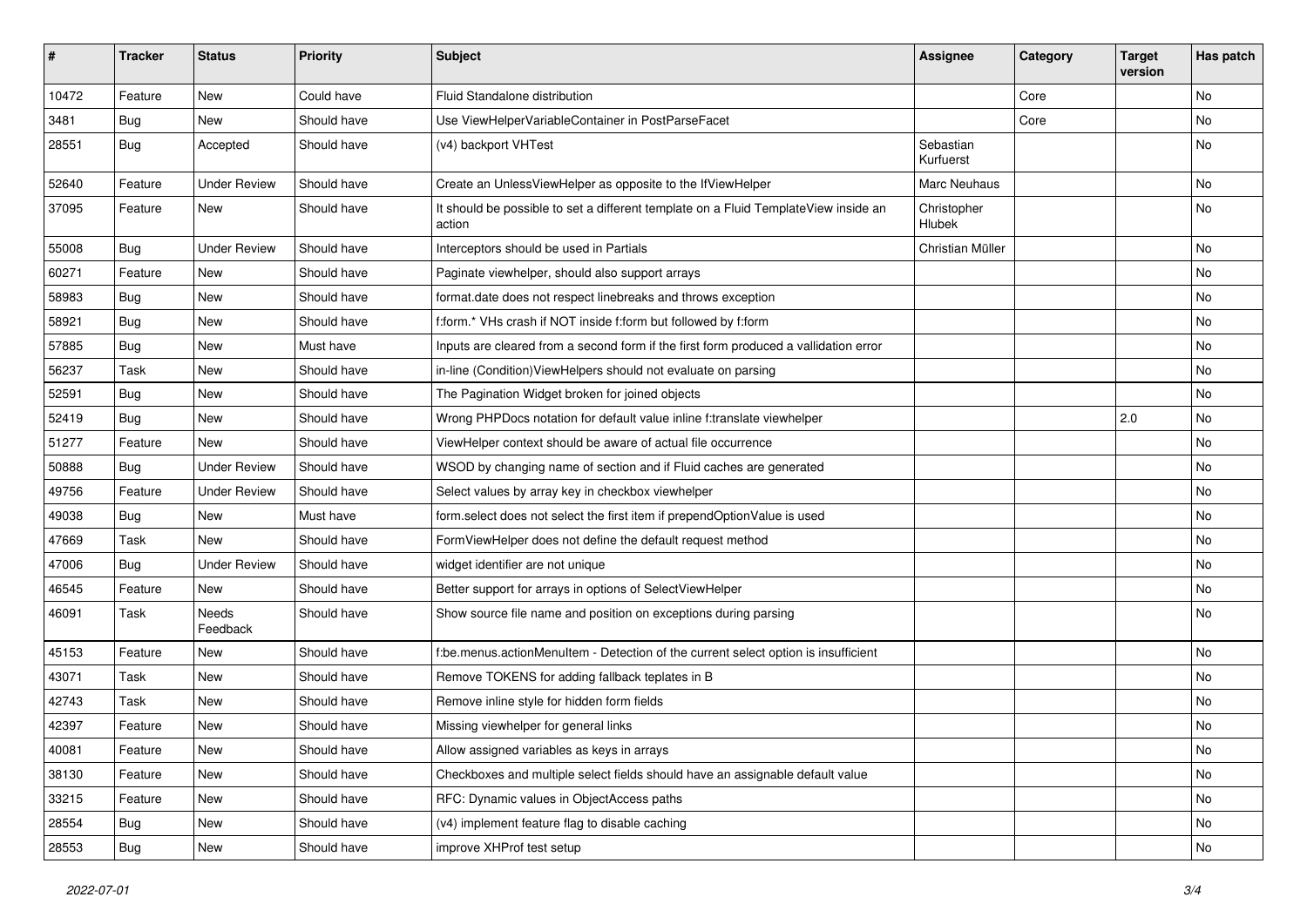| # | Tracker | Status | Priority | Subject | Assignee | Category | Target version | Has patch |
|---|---|---|---|---|---|---|---|---|
| 10472 | Feature | New | Could have | Fluid Standalone distribution | | Core | | No |
| 3481 | Bug | New | Should have | Use ViewHelperVariableContainer in PostParseFacet | | Core | | No |
| 28551 | Bug | Accepted | Should have | (v4) backport VHTest | Sebastian Kurfuerst | | | No |
| 52640 | Feature | Under Review | Should have | Create an UnlessViewHelper as opposite to the IfViewHelper | Marc Neuhaus | | | No |
| 37095 | Feature | New | Should have | It should be possible to set a different template on a Fluid TemplateView inside an action | Christopher Hlubek | | | No |
| 55008 | Bug | Under Review | Should have | Interceptors should be used in Partials | Christian Müller | | | No |
| 60271 | Feature | New | Should have | Paginate viewhelper, should also support arrays | | | | No |
| 58983 | Bug | New | Should have | format.date does not respect linebreaks and throws exception | | | | No |
| 58921 | Bug | New | Should have | f:form.* VHs crash if NOT inside f:form but followed by f:form | | | | No |
| 57885 | Bug | New | Must have | Inputs are cleared from a second form if the first form produced a vallidation error | | | | No |
| 56237 | Task | New | Should have | in-line (Condition)ViewHelpers should not evaluate on parsing | | | | No |
| 52591 | Bug | New | Should have | The Pagination Widget broken for joined objects | | | | No |
| 52419 | Bug | New | Should have | Wrong PHPDocs notation for default value inline f:translate viewhelper | | | 2.0 | No |
| 51277 | Feature | New | Should have | ViewHelper context should be aware of actual file occurrence | | | | No |
| 50888 | Bug | Under Review | Should have | WSOD by changing name of section and if Fluid caches are generated | | | | No |
| 49756 | Feature | Under Review | Should have | Select values by array key in checkbox viewhelper | | | | No |
| 49038 | Bug | New | Must have | form.select does not select the first item if prependOptionValue is used | | | | No |
| 47669 | Task | New | Should have | FormViewHelper does not define the default request method | | | | No |
| 47006 | Bug | Under Review | Should have | widget identifier are not unique | | | | No |
| 46545 | Feature | New | Should have | Better support for arrays in options of SelectViewHelper | | | | No |
| 46091 | Task | Needs Feedback | Should have | Show source file name and position on exceptions during parsing | | | | No |
| 45153 | Feature | New | Should have | f:be.menus.actionMenuItem - Detection of the current select option is insufficient | | | | No |
| 43071 | Task | New | Should have | Remove TOKENS for adding fallback teplates in B | | | | No |
| 42743 | Task | New | Should have | Remove inline style for hidden form fields | | | | No |
| 42397 | Feature | New | Should have | Missing viewhelper for general links | | | | No |
| 40081 | Feature | New | Should have | Allow assigned variables as keys in arrays | | | | No |
| 38130 | Feature | New | Should have | Checkboxes and multiple select fields should have an assignable default value | | | | No |
| 33215 | Feature | New | Should have | RFC: Dynamic values in ObjectAccess paths | | | | No |
| 28554 | Bug | New | Should have | (v4) implement feature flag to disable caching | | | | No |
| 28553 | Bug | New | Should have | improve XHProf test setup | | | | No |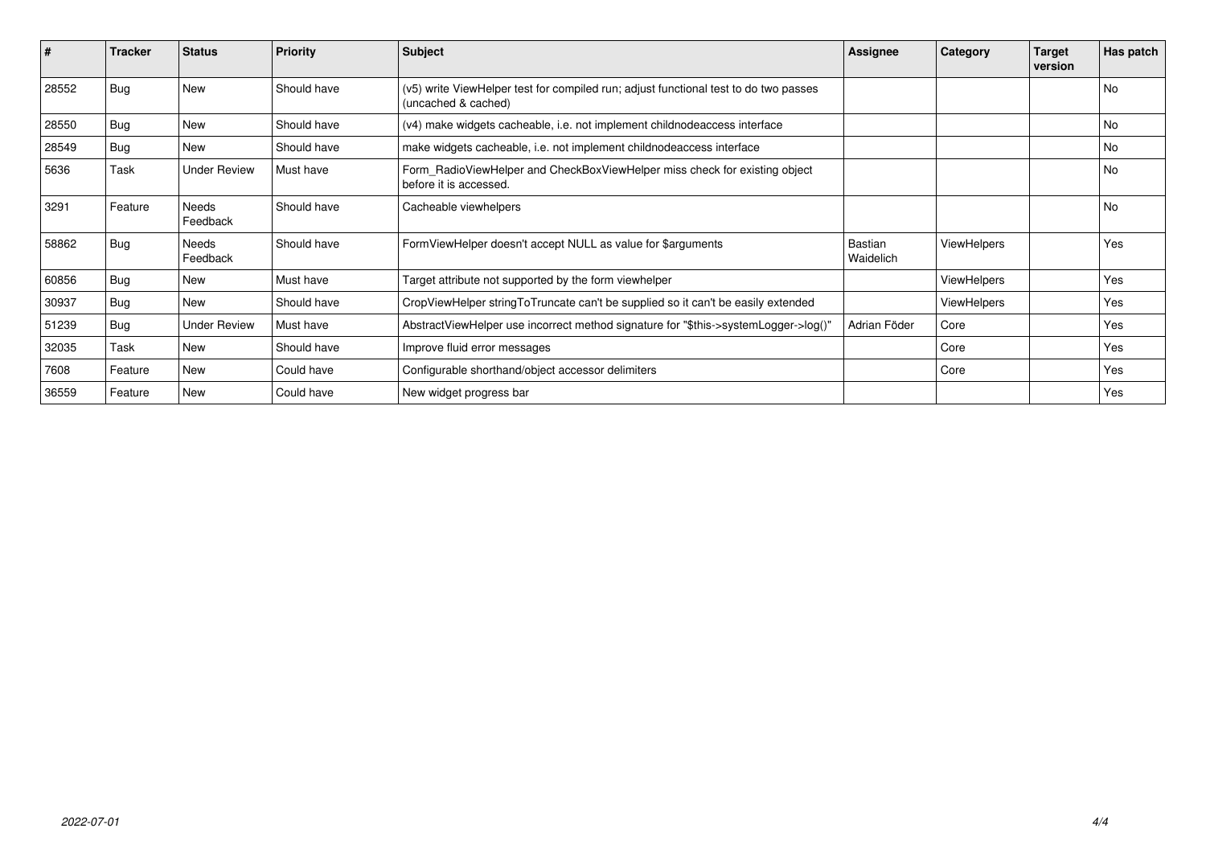| # | Tracker | Status | Priority | Subject | Assignee | Category | Target version | Has patch |
| --- | --- | --- | --- | --- | --- | --- | --- | --- |
| 28552 | Bug | New | Should have | (v5) write ViewHelper test for compiled run; adjust functional test to do two passes (uncached & cached) | | | | No |
| 28550 | Bug | New | Should have | (v4) make widgets cacheable, i.e. not implement childnodeaccess interface | | | | No |
| 28549 | Bug | New | Should have | make widgets cacheable, i.e. not implement childnodeaccess interface | | | | No |
| 5636 | Task | Under Review | Must have | Form_RadioViewHelper and CheckBoxViewHelper miss check for existing object before it is accessed. | | | | No |
| 3291 | Feature | Needs Feedback | Should have | Cacheable viewhelpers | | | | No |
| 58862 | Bug | Needs Feedback | Should have | FormViewHelper doesn't accept NULL as value for $arguments | Bastian Waidelich | ViewHelpers | | Yes |
| 60856 | Bug | New | Must have | Target attribute not supported by the form viewhelper | | ViewHelpers | | Yes |
| 30937 | Bug | New | Should have | CropViewHelper stringToTruncate can't be supplied so it can't be easily extended | | ViewHelpers | | Yes |
| 51239 | Bug | Under Review | Must have | AbstractViewHelper use incorrect method signature for "$this->systemLogger->log()" | Adrian Föder | Core | | Yes |
| 32035 | Task | New | Should have | Improve fluid error messages | | Core | | Yes |
| 7608 | Feature | New | Could have | Configurable shorthand/object accessor delimiters | | Core | | Yes |
| 36559 | Feature | New | Could have | New widget progress bar | | | | Yes |

2022-07-01